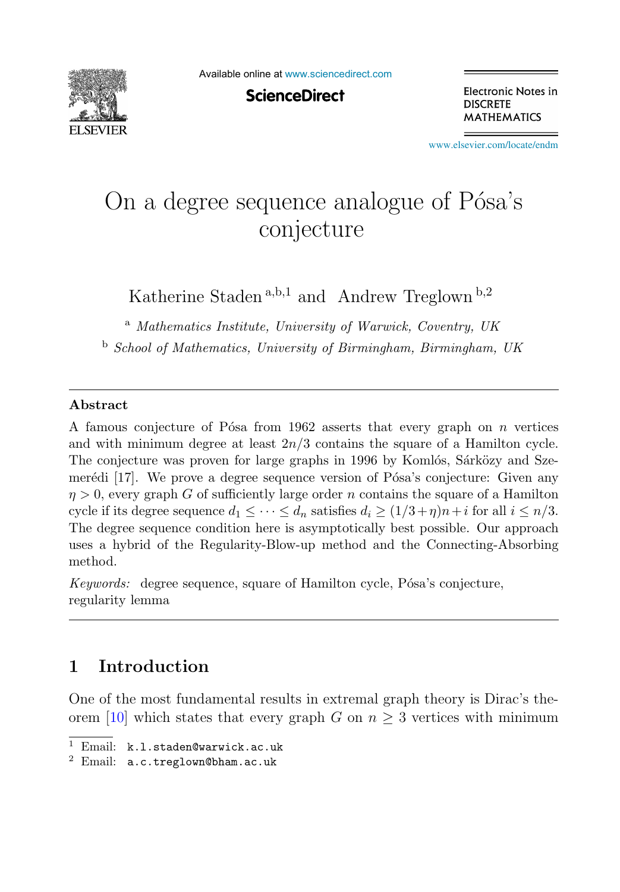# On a degree sequence analogue of Pósa's conjecture

Katherine Staden [a,b,1] and Andrew Treglown [b,2]

[a] *Mathematics Institute, University of Warwick, Coventry, UK*

[b] *School of Mathematics, University of Birmingham, Birmingham, UK*

---

### Abstract

A famous conjecture of Pósa from 1962 asserts that every graph on $n$ vertices and with minimum degree at least $2n/3$ contains the square of a Hamilton cycle. The conjecture was proven for large graphs in 1996 by Komlós, Sárközy and Szemerédi [17]. We prove a degree sequence version of Pósa's conjecture: Given any $\eta > 0$, every graph $G$ of sufficiently large order $n$ contains the square of a Hamilton cycle if its degree sequence $d_1 \leq \cdots \leq d_n$ satisfies $d_i \geq (1/3+\eta)n+i$ for all $i \leq n/3$. The degree sequence condition here is asymptotically best possible. Our approach uses a hybrid of the Regularity-Blow-up method and the Connecting-Absorbing method.

*Keywords:* degree sequence, square of Hamilton cycle, Pósa's conjecture, regularity lemma

---

## 1 Introduction

One of the most fundamental results in extremal graph theory is Dirac's theorem [10] which states that every graph $G$ on $n \geq 3$ vertices with minimum

---

[1] Email: `k.l.staden@warwick.ac.uk`

[2] Email: `a.c.treglown@bham.ac.uk`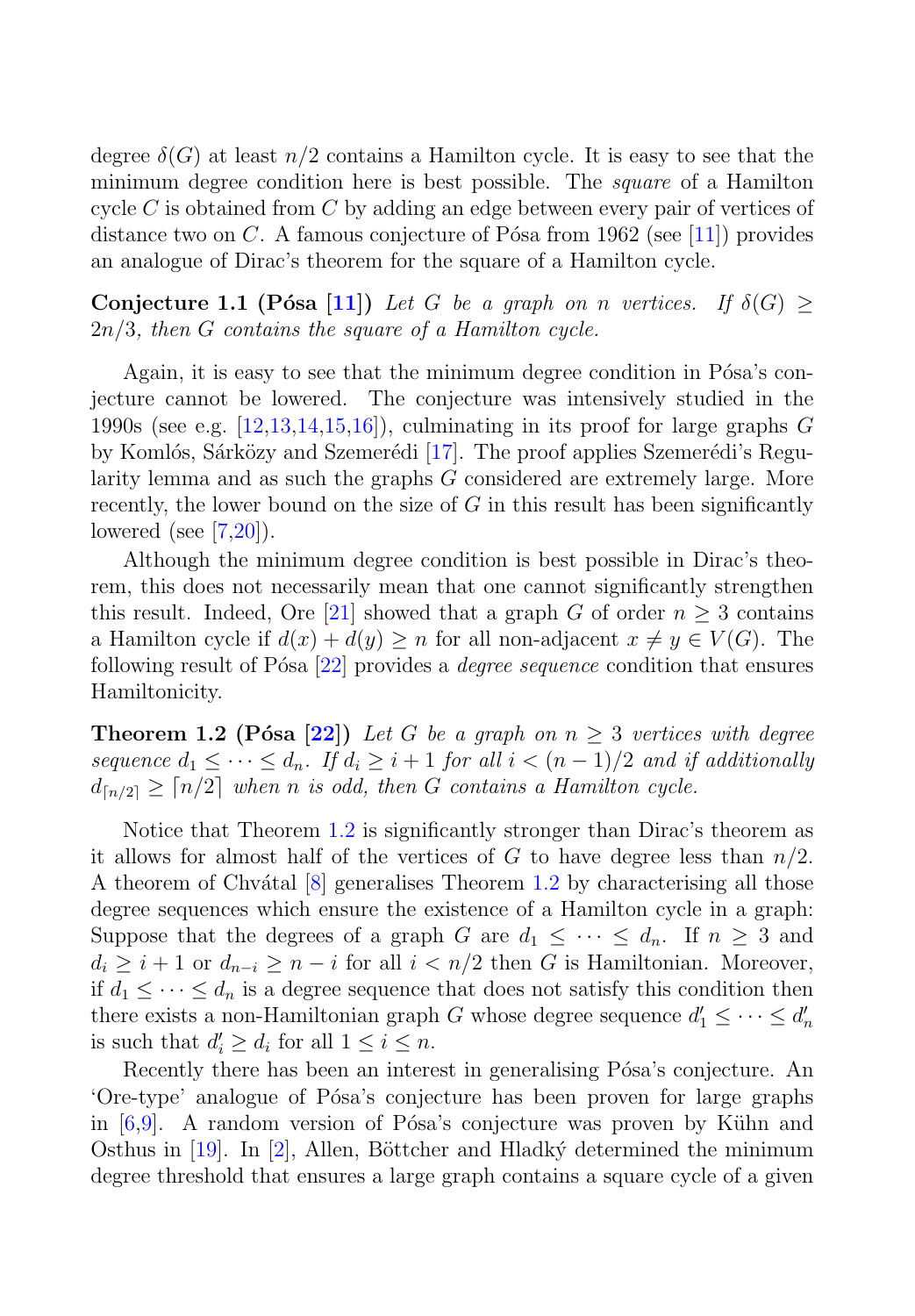degree $\delta(G)$ at least $n/2$ contains a Hamilton cycle. It is easy to see that the minimum degree condition here is best possible. The *square* of a Hamilton cycle $C$ is obtained from $C$ by adding an edge between every pair of vertices of distance two on $C$. A famous conjecture of Pósa from 1962 (see [11]) provides an analogue of Dirac's theorem for the square of a Hamilton cycle.

**Conjecture 1.1 (Pósa [11])** *Let $G$ be a graph on $n$ vertices. If $\delta(G) \geq 2n/3$, then $G$ contains the square of a Hamilton cycle.*

Again, it is easy to see that the minimum degree condition in Pósa's conjecture cannot be lowered. The conjecture was intensively studied in the 1990s (see e.g. [12,13,14,15,16]), culminating in its proof for large graphs $G$ by Komlós, Sárközy and Szemerédi [17]. The proof applies Szemerédi's Regularity lemma and as such the graphs $G$ considered are extremely large. More recently, the lower bound on the size of $G$ in this result has been significantly lowered (see [7,20]).

Although the minimum degree condition is best possible in Dirac's theorem, this does not necessarily mean that one cannot significantly strengthen this result. Indeed, Ore [21] showed that a graph $G$ of order $n \geq 3$ contains a Hamilton cycle if $d(x) + d(y) \geq n$ for all non-adjacent $x \neq y \in V(G)$. The following result of Pósa [22] provides a *degree sequence* condition that ensures Hamiltonicity.

**Theorem 1.2 (Pósa [22])** *Let $G$ be a graph on $n \geq 3$ vertices with degree sequence $d_1 \leq \cdots \leq d_n$. If $d_i \geq i+1$ for all $i < (n-1)/2$ and if additionally $d_{\lceil n/2 \rceil} \geq \lceil n/2 \rceil$ when $n$ is odd, then $G$ contains a Hamilton cycle.*

Notice that Theorem 1.2 is significantly stronger than Dirac's theorem as it allows for almost half of the vertices of $G$ to have degree less than $n/2$. A theorem of Chvátal [8] generalises Theorem 1.2 by characterising all those degree sequences which ensure the existence of a Hamilton cycle in a graph: Suppose that the degrees of a graph $G$ are $d_1 \leq \cdots \leq d_n$. If $n \geq 3$ and $d_i \geq i+1$ or $d_{n-i} \geq n-i$ for all $i < n/2$ then $G$ is Hamiltonian. Moreover, if $d_1 \leq \cdots \leq d_n$ is a degree sequence that does not satisfy this condition then there exists a non-Hamiltonian graph $G$ whose degree sequence $d'_1 \leq \cdots \leq d'_n$ is such that $d'_i \geq d_i$ for all $1 \leq i \leq n$.

Recently there has been an interest in generalising Pósa's conjecture. An 'Ore-type' analogue of Pósa's conjecture has been proven for large graphs in [6,9]. A random version of Pósa's conjecture was proven by Kühn and Osthus in [19]. In [2], Allen, Böttcher and Hladký determined the minimum degree threshold that ensures a large graph contains a square cycle of a given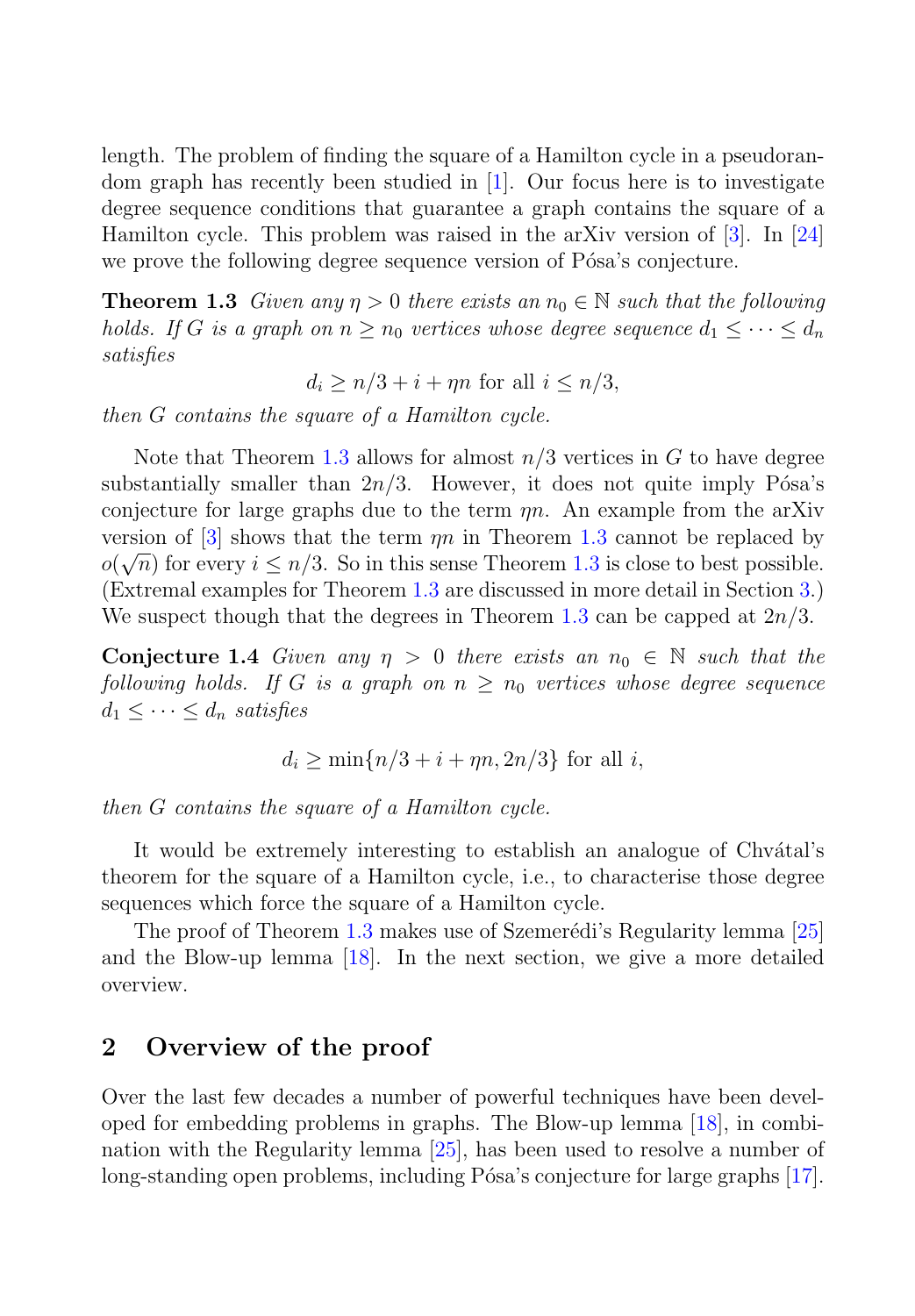length. The problem of finding the square of a Hamilton cycle in a pseudorandom graph has recently been studied in [1]. Our focus here is to investigate degree sequence conditions that guarantee a graph contains the square of a Hamilton cycle. This problem was raised in the arXiv version of [3]. In [24] we prove the following degree sequence version of Pósa's conjecture.

**Theorem 1.3** *Given any $\eta > 0$ there exists an $n_0 \in \mathbb{N}$ such that the following holds. If $G$ is a graph on $n \geq n_0$ vertices whose degree sequence $d_1 \leq \cdots \leq d_n$ satisfies*

$$d_i \geq n/3 + i + \eta n \text{ for all } i \leq n/3,$$

*then $G$ contains the square of a Hamilton cycle.*

Note that Theorem 1.3 allows for almost $n/3$ vertices in $G$ to have degree substantially smaller than $2n/3$. However, it does not quite imply Pósa's conjecture for large graphs due to the term $\eta n$. An example from the arXiv version of [3] shows that the term $\eta n$ in Theorem 1.3 cannot be replaced by $o(\sqrt{n})$ for every $i \leq n/3$. So in this sense Theorem 1.3 is close to best possible. (Extremal examples for Theorem 1.3 are discussed in more detail in Section 3.) We suspect though that the degrees in Theorem 1.3 can be capped at $2n/3$.

**Conjecture 1.4** *Given any $\eta > 0$ there exists an $n_0 \in \mathbb{N}$ such that the following holds. If $G$ is a graph on $n \geq n_0$ vertices whose degree sequence $d_1 \leq \cdots \leq d_n$ satisfies*

$$d_i \geq \min\{n/3 + i + \eta n, 2n/3\} \text{ for all } i,$$

*then $G$ contains the square of a Hamilton cycle.*

It would be extremely interesting to establish an analogue of Chvátal's theorem for the square of a Hamilton cycle, i.e., to characterise those degree sequences which force the square of a Hamilton cycle.

The proof of Theorem 1.3 makes use of Szemerédi's Regularity lemma [25] and the Blow-up lemma [18]. In the next section, we give a more detailed overview.

## 2 Overview of the proof

Over the last few decades a number of powerful techniques have been developed for embedding problems in graphs. The Blow-up lemma [18], in combination with the Regularity lemma [25], has been used to resolve a number of long-standing open problems, including Pósa's conjecture for large graphs [17].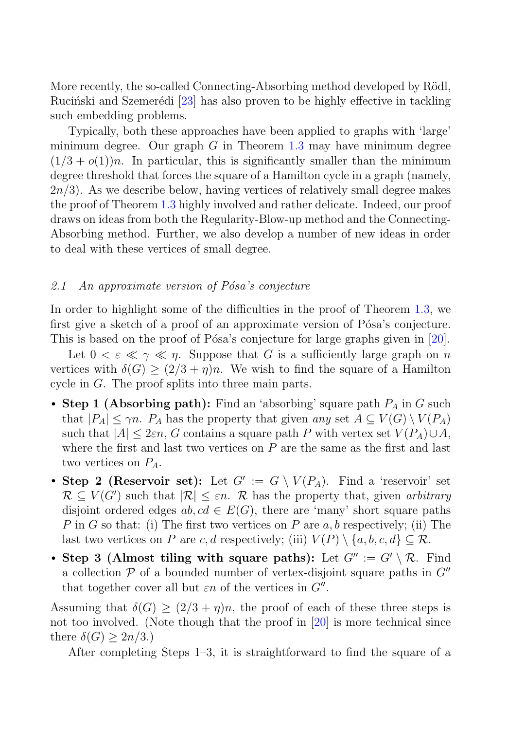More recently, the so-called Connecting-Absorbing method developed by Rödl, Ruciński and Szemerédi [23] has also proven to be highly effective in tackling such embedding problems.

Typically, both these approaches have been applied to graphs with 'large' minimum degree. Our graph $G$ in Theorem 1.3 may have minimum degree $(1/3 + o(1))n$. In particular, this is significantly smaller than the minimum degree threshold that forces the square of a Hamilton cycle in a graph (namely, $2n/3$). As we describe below, having vertices of relatively small degree makes the proof of Theorem 1.3 highly involved and rather delicate. Indeed, our proof draws on ideas from both the Regularity-Blow-up method and the Connecting-Absorbing method. Further, we also develop a number of new ideas in order to deal with these vertices of small degree.

### *2.1 An approximate version of Pósa's conjecture*

In order to highlight some of the difficulties in the proof of Theorem 1.3, we first give a sketch of a proof of an approximate version of Pósa's conjecture. This is based on the proof of Pósa's conjecture for large graphs given in [20].

Let $0 < \varepsilon \ll \gamma \ll \eta$. Suppose that $G$ is a sufficiently large graph on $n$ vertices with $\delta(G) \geq (2/3 + \eta)n$. We wish to find the square of a Hamilton cycle in $G$. The proof splits into three main parts.

- **Step 1 (Absorbing path):** Find an 'absorbing' square path $P_A$ in $G$ such that $|P_A| \leq \gamma n$. $P_A$ has the property that given *any* set $A \subseteq V(G) \setminus V(P_A)$ such that $|A| \leq 2\varepsilon n$, $G$ contains a square path $P$ with vertex set $V(P_A) \cup A$, where the first and last two vertices on $P$ are the same as the first and last two vertices on $P_A$.
- **Step 2 (Reservoir set):** Let $G' := G \setminus V(P_A)$. Find a 'reservoir' set $\mathcal{R} \subseteq V(G')$ such that $|\mathcal{R}| \leq \varepsilon n$. $\mathcal{R}$ has the property that, given *arbitrary* disjoint ordered edges $ab, cd \in E(G)$, there are 'many' short square paths $P$ in $G$ so that: (i) The first two vertices on $P$ are $a, b$ respectively; (ii) The last two vertices on $P$ are $c, d$ respectively; (iii) $V(P) \setminus \{a, b, c, d\} \subseteq \mathcal{R}$.
- **Step 3 (Almost tiling with square paths):** Let $G'' := G' \setminus \mathcal{R}$. Find a collection $\mathcal{P}$ of a bounded number of vertex-disjoint square paths in $G''$ that together cover all but $\varepsilon n$ of the vertices in $G''$.

Assuming that $\delta(G) \geq (2/3 + \eta)n$, the proof of each of these three steps is not too involved. (Note though that the proof in [20] is more technical since there $\delta(G) \geq 2n/3$.)

After completing Steps 1–3, it is straightforward to find the square of a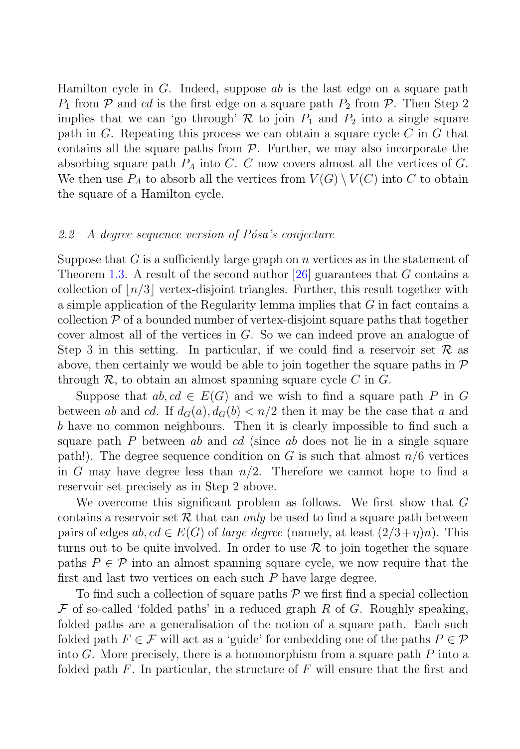Hamilton cycle in $G$. Indeed, suppose $ab$ is the last edge on a square path $P_1$ from $\mathcal{P}$ and $cd$ is the first edge on a square path $P_2$ from $\mathcal{P}$. Then Step 2 implies that we can 'go through' $\mathcal{R}$ to join $P_1$ and $P_2$ into a single square path in $G$. Repeating this process we can obtain a square cycle $C$ in $G$ that contains all the square paths from $\mathcal{P}$. Further, we may also incorporate the absorbing square path $P_A$ into $C$. $C$ now covers almost all the vertices of $G$. We then use $P_A$ to absorb all the vertices from $V(G) \setminus V(C)$ into $C$ to obtain the square of a Hamilton cycle.

### 2.2 A degree sequence version of Pósa's conjecture

Suppose that $G$ is a sufficiently large graph on $n$ vertices as in the statement of Theorem 1.3. A result of the second author [26] guarantees that $G$ contains a collection of $\lfloor n/3 \rfloor$ vertex-disjoint triangles. Further, this result together with a simple application of the Regularity lemma implies that $G$ in fact contains a collection $\mathcal{P}$ of a bounded number of vertex-disjoint square paths that together cover almost all of the vertices in $G$. So we can indeed prove an analogue of Step 3 in this setting. In particular, if we could find a reservoir set $\mathcal{R}$ as above, then certainly we would be able to join together the square paths in $\mathcal{P}$ through $\mathcal{R}$, to obtain an almost spanning square cycle $C$ in $G$.

Suppose that $ab, cd \in E(G)$ and we wish to find a square path $P$ in $G$ between $ab$ and $cd$. If $d_G(a), d_G(b) < n/2$ then it may be the case that $a$ and $b$ have no common neighbours. Then it is clearly impossible to find such a square path $P$ between $ab$ and $cd$ (since $ab$ does not lie in a single square path!). The degree sequence condition on $G$ is such that almost $n/6$ vertices in $G$ may have degree less than $n/2$. Therefore we cannot hope to find a reservoir set precisely as in Step 2 above.

We overcome this significant problem as follows. We first show that $G$ contains a reservoir set $\mathcal{R}$ that can *only* be used to find a square path between pairs of edges $ab, cd \in E(G)$ of *large degree* (namely, at least $(2/3 + \eta)n$). This turns out to be quite involved. In order to use $\mathcal{R}$ to join together the square paths $P \in \mathcal{P}$ into an almost spanning square cycle, we now require that the first and last two vertices on each such $P$ have large degree.

To find such a collection of square paths $\mathcal{P}$ we first find a special collection $\mathcal{F}$ of so-called 'folded paths' in a reduced graph $R$ of $G$. Roughly speaking, folded paths are a generalisation of the notion of a square path. Each such folded path $F \in \mathcal{F}$ will act as a 'guide' for embedding one of the paths $P \in \mathcal{P}$ into $G$. More precisely, there is a homomorphism from a square path $P$ into a folded path $F$. In particular, the structure of $F$ will ensure that the first and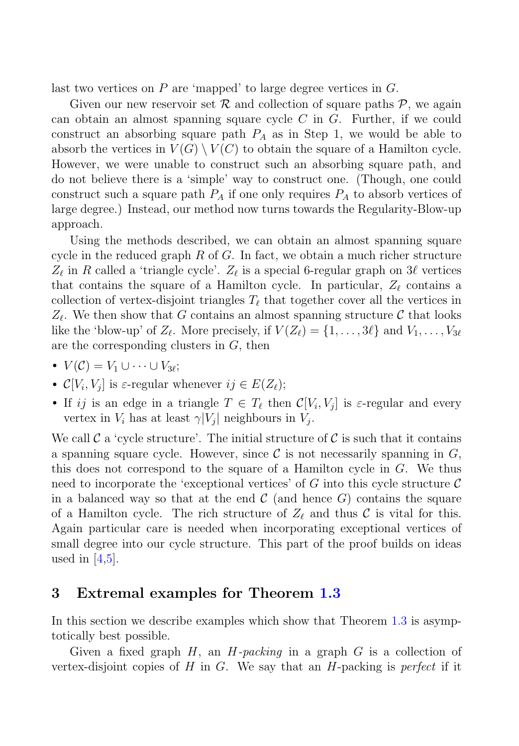last two vertices on $P$ are 'mapped' to large degree vertices in $G$.

Given our new reservoir set $\mathcal{R}$ and collection of square paths $\mathcal{P}$, we again can obtain an almost spanning square cycle $C$ in $G$. Further, if we could construct an absorbing square path $P_A$ as in Step 1, we would be able to absorb the vertices in $V(G) \setminus V(C)$ to obtain the square of a Hamilton cycle. However, we were unable to construct such an absorbing square path, and do not believe there is a 'simple' way to construct one. (Though, one could construct such a square path $P_A$ if one only requires $P_A$ to absorb vertices of large degree.) Instead, our method now turns towards the Regularity-Blow-up approach.

Using the methods described, we can obtain an almost spanning square cycle in the reduced graph $R$ of $G$. In fact, we obtain a much richer structure $Z_\ell$ in $R$ called a 'triangle cycle'. $Z_\ell$ is a special 6-regular graph on $3\ell$ vertices that contains the square of a Hamilton cycle. In particular, $Z_\ell$ contains a collection of vertex-disjoint triangles $T_\ell$ that together cover all the vertices in $Z_\ell$. We then show that $G$ contains an almost spanning structure $\mathcal{C}$ that looks like the 'blow-up' of $Z_\ell$. More precisely, if $V(Z_\ell) = \{1, \dots, 3\ell\}$ and $V_1, \dots, V_{3\ell}$ are the corresponding clusters in $G$, then

- $V(\mathcal{C}) = V_1 \cup \dots \cup V_{3\ell}$;
- $\mathcal{C}[V_i, V_j]$ is $\varepsilon$-regular whenever $ij \in E(Z_\ell)$;
- If $ij$ is an edge in a triangle $T \in T_\ell$ then $\mathcal{C}[V_i, V_j]$ is $\varepsilon$-regular and every vertex in $V_i$ has at least $\gamma|V_j|$ neighbours in $V_j$.

We call $\mathcal{C}$ a 'cycle structure'. The initial structure of $\mathcal{C}$ is such that it contains a spanning square cycle. However, since $\mathcal{C}$ is not necessarily spanning in $G$, this does not correspond to the square of a Hamilton cycle in $G$. We thus need to incorporate the 'exceptional vertices' of $G$ into this cycle structure $\mathcal{C}$ in a balanced way so that at the end $\mathcal{C}$ (and hence $G$) contains the square of a Hamilton cycle. The rich structure of $Z_\ell$ and thus $\mathcal{C}$ is vital for this. Again particular care is needed when incorporating exceptional vertices of small degree into our cycle structure. This part of the proof builds on ideas used in [4,5].

## 3 Extremal examples for Theorem 1.3

In this section we describe examples which show that Theorem 1.3 is asymptotically best possible.

Given a fixed graph $H$, an *$H$-packing* in a graph $G$ is a collection of vertex-disjoint copies of $H$ in $G$. We say that an $H$-packing is *perfect* if it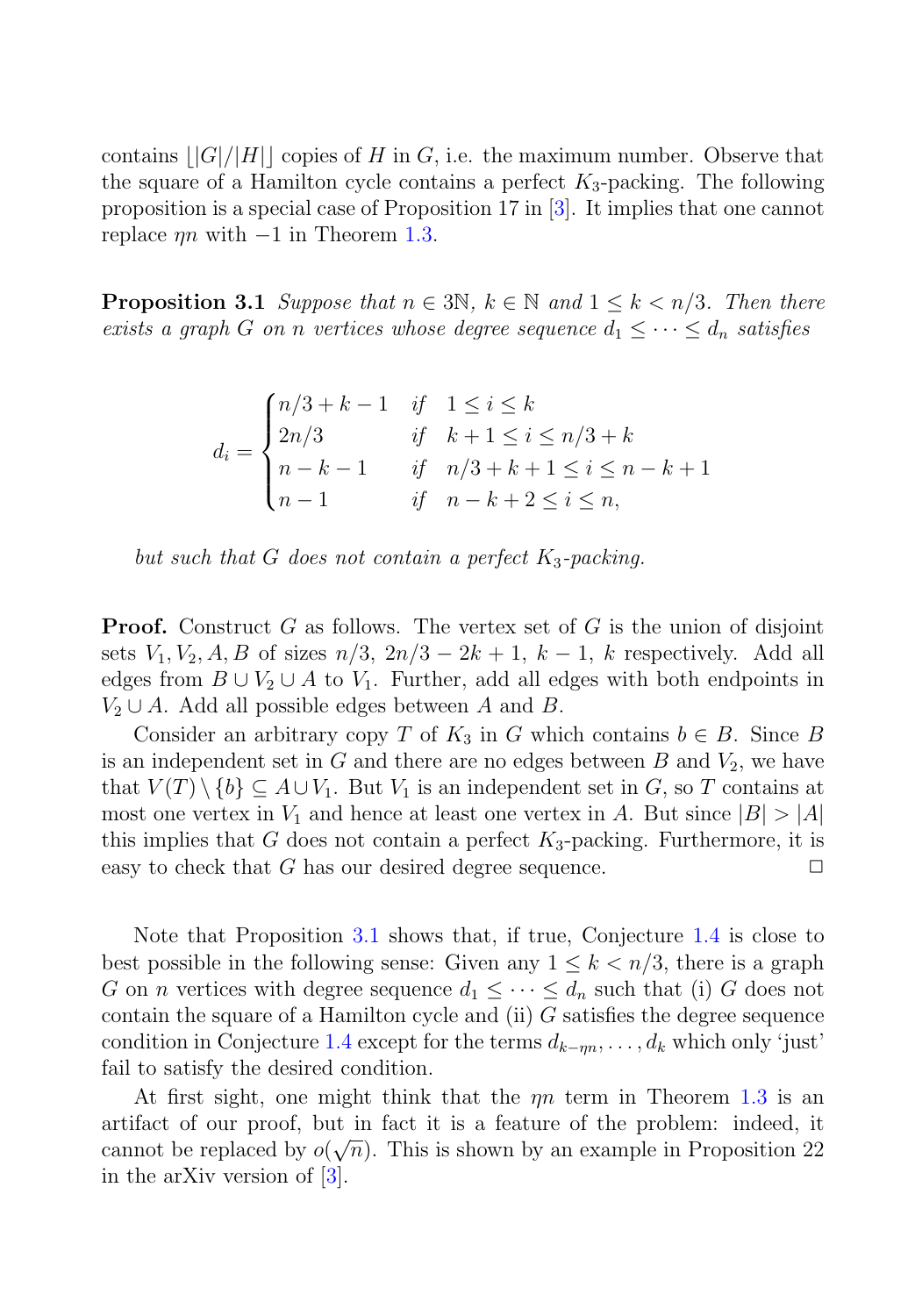contains $\lfloor |G|/|H| \rfloor$ copies of $H$ in $G$, i.e. the maximum number. Observe that the square of a Hamilton cycle contains a perfect $K_3$-packing. The following proposition is a special case of Proposition 17 in [3]. It implies that one cannot replace $\eta n$ with $-1$ in Theorem 1.3.

**Proposition 3.1** *Suppose that $n \in 3\mathbb{N}$, $k \in \mathbb{N}$ and $1 \leq k < n/3$. Then there exists a graph $G$ on $n$ vertices whose degree sequence $d_1 \leq \cdots \leq d_n$ satisfies*

$$d_i = \begin{cases} n/3 + k - 1 & \text{if} \quad 1 \leq i \leq k \\ 2n/3 & \text{if} \quad k+1 \leq i \leq n/3 + k \\ n - k - 1 & \text{if} \quad n/3 + k + 1 \leq i \leq n - k + 1 \\ n - 1 & \text{if} \quad n - k + 2 \leq i \leq n, \end{cases}$$

*but such that $G$ does not contain a perfect $K_3$-packing.*

**Proof.** Construct $G$ as follows. The vertex set of $G$ is the union of disjoint sets $V_1, V_2, A, B$ of sizes $n/3$, $2n/3 - 2k + 1$, $k - 1$, $k$ respectively. Add all edges from $B \cup V_2 \cup A$ to $V_1$. Further, add all edges with both endpoints in $V_2 \cup A$. Add all possible edges between $A$ and $B$.

Consider an arbitrary copy $T$ of $K_3$ in $G$ which contains $b \in B$. Since $B$ is an independent set in $G$ and there are no edges between $B$ and $V_2$, we have that $V(T) \setminus \{b\} \subseteq A \cup V_1$. But $V_1$ is an independent set in $G$, so $T$ contains at most one vertex in $V_1$ and hence at least one vertex in $A$. But since $|B| > |A|$ this implies that $G$ does not contain a perfect $K_3$-packing. Furthermore, it is easy to check that $G$ has our desired degree sequence. $\square$

Note that Proposition 3.1 shows that, if true, Conjecture 1.4 is close to best possible in the following sense: Given any $1 \leq k < n/3$, there is a graph $G$ on $n$ vertices with degree sequence $d_1 \leq \cdots \leq d_n$ such that (i) $G$ does not contain the square of a Hamilton cycle and (ii) $G$ satisfies the degree sequence condition in Conjecture 1.4 except for the terms $d_{k-\eta n}, \ldots, d_k$ which only 'just' fail to satisfy the desired condition.

At first sight, one might think that the $\eta n$ term in Theorem 1.3 is an artifact of our proof, but in fact it is a feature of the problem: indeed, it cannot be replaced by $o(\sqrt{n})$. This is shown by an example in Proposition 22 in the arXiv version of [3].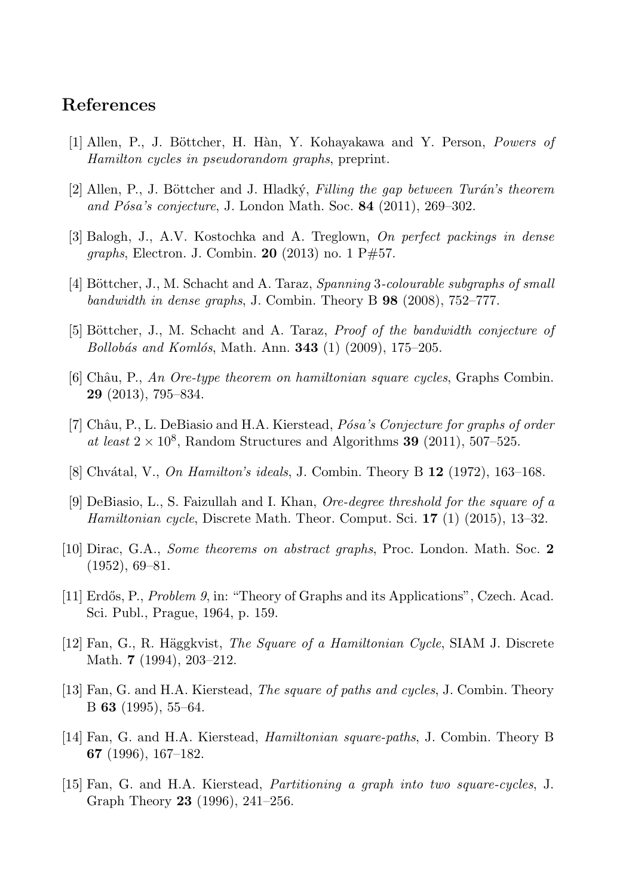## References

[1] Allen, P., J. Böttcher, H. Hàn, Y. Kohayakawa and Y. Person, *Powers of Hamilton cycles in pseudorandom graphs*, preprint.

[2] Allen, P., J. Böttcher and J. Hladký, *Filling the gap between Turán's theorem and Pósa's conjecture*, J. London Math. Soc. **84** (2011), 269–302.

[3] Balogh, J., A.V. Kostochka and A. Treglown, *On perfect packings in dense graphs*, Electron. J. Combin. **20** (2013) no. 1 P#57.

[4] Böttcher, J., M. Schacht and A. Taraz, *Spanning 3-colourable subgraphs of small bandwidth in dense graphs*, J. Combin. Theory B **98** (2008), 752–777.

[5] Böttcher, J., M. Schacht and A. Taraz, *Proof of the bandwidth conjecture of Bollobás and Komlós*, Math. Ann. **343** (1) (2009), 175–205.

[6] Châu, P., *An Ore-type theorem on hamiltonian square cycles*, Graphs Combin. **29** (2013), 795–834.

[7] Châu, P., L. DeBiasio and H.A. Kierstead, *Pósa's Conjecture for graphs of order at least* $2 \times 10^8$, Random Structures and Algorithms **39** (2011), 507–525.

[8] Chvátal, V., *On Hamilton's ideals*, J. Combin. Theory B **12** (1972), 163–168.

[9] DeBiasio, L., S. Faizullah and I. Khan, *Ore-degree threshold for the square of a Hamiltonian cycle*, Discrete Math. Theor. Comput. Sci. **17** (1) (2015), 13–32.

[10] Dirac, G.A., *Some theorems on abstract graphs*, Proc. London. Math. Soc. **2** (1952), 69–81.

[11] Erdős, P., *Problem 9*, in: "Theory of Graphs and its Applications", Czech. Acad. Sci. Publ., Prague, 1964, p. 159.

[12] Fan, G., R. Häggkvist, *The Square of a Hamiltonian Cycle*, SIAM J. Discrete Math. **7** (1994), 203–212.

[13] Fan, G. and H.A. Kierstead, *The square of paths and cycles*, J. Combin. Theory B **63** (1995), 55–64.

[14] Fan, G. and H.A. Kierstead, *Hamiltonian square-paths*, J. Combin. Theory B **67** (1996), 167–182.

[15] Fan, G. and H.A. Kierstead, *Partitioning a graph into two square-cycles*, J. Graph Theory **23** (1996), 241–256.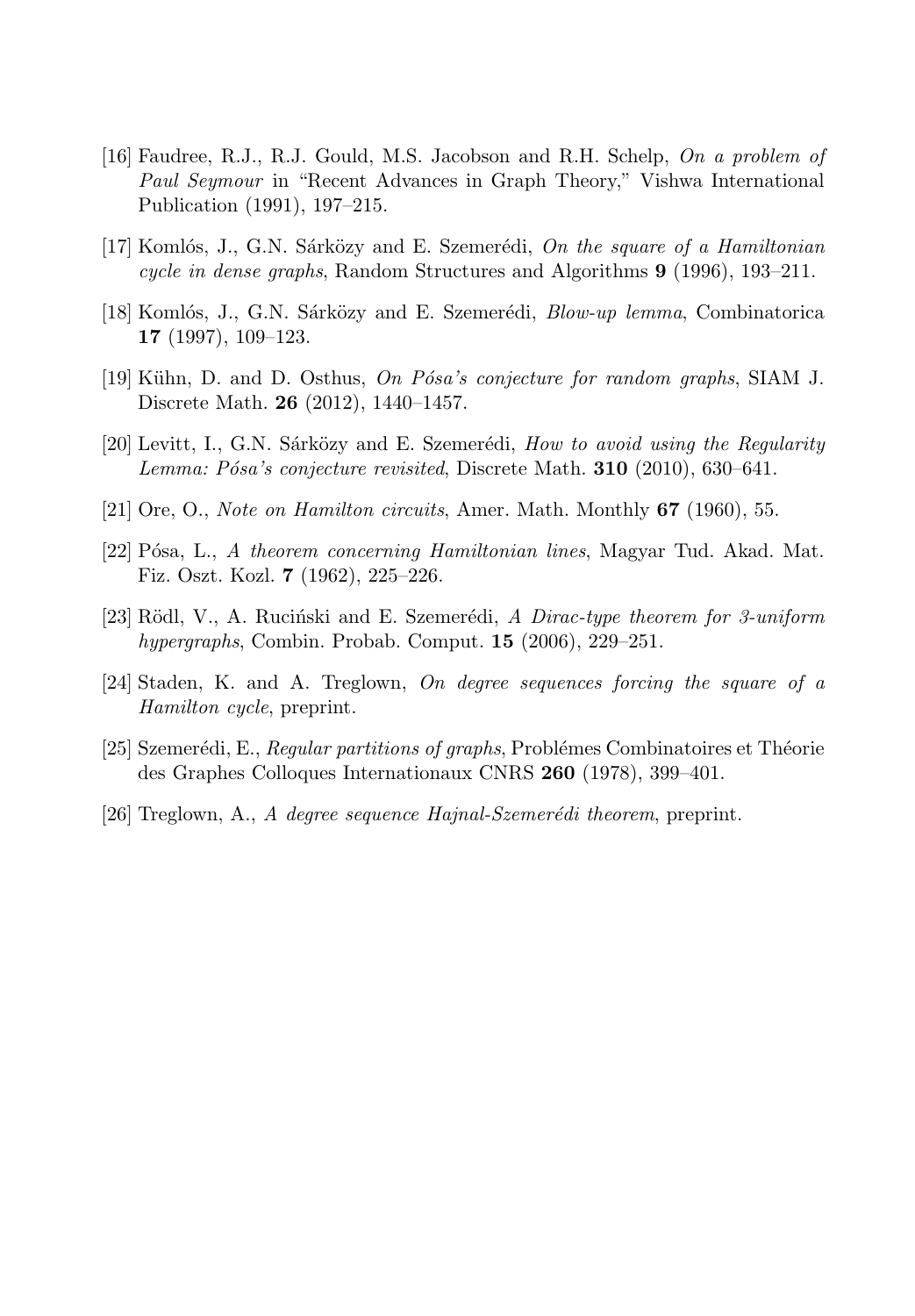[16] Faudree, R.J., R.J. Gould, M.S. Jacobson and R.H. Schelp, *On a problem of Paul Seymour* in "Recent Advances in Graph Theory," Vishwa International Publication (1991), 197–215.

[17] Komlós, J., G.N. Sárközy and E. Szemerédi, *On the square of a Hamiltonian cycle in dense graphs*, Random Structures and Algorithms **9** (1996), 193–211.

[18] Komlós, J., G.N. Sárközy and E. Szemerédi, *Blow-up lemma*, Combinatorica **17** (1997), 109–123.

[19] Kühn, D. and D. Osthus, *On Pósa's conjecture for random graphs*, SIAM J. Discrete Math. **26** (2012), 1440–1457.

[20] Levitt, I., G.N. Sárközy and E. Szemerédi, *How to avoid using the Regularity Lemma: Pósa's conjecture revisited*, Discrete Math. **310** (2010), 630–641.

[21] Ore, O., *Note on Hamilton circuits*, Amer. Math. Monthly **67** (1960), 55.

[22] Pósa, L., *A theorem concerning Hamiltonian lines*, Magyar Tud. Akad. Mat. Fiz. Oszt. Kozl. **7** (1962), 225–226.

[23] Rödl, V., A. Ruciński and E. Szemerédi, *A Dirac-type theorem for 3-uniform hypergraphs*, Combin. Probab. Comput. **15** (2006), 229–251.

[24] Staden, K. and A. Treglown, *On degree sequences forcing the square of a Hamilton cycle*, preprint.

[25] Szemerédi, E., *Regular partitions of graphs*, Problémes Combinatoires et Théorie des Graphes Colloques Internationaux CNRS **260** (1978), 399–401.

[26] Treglown, A., *A degree sequence Hajnal-Szemerédi theorem*, preprint.